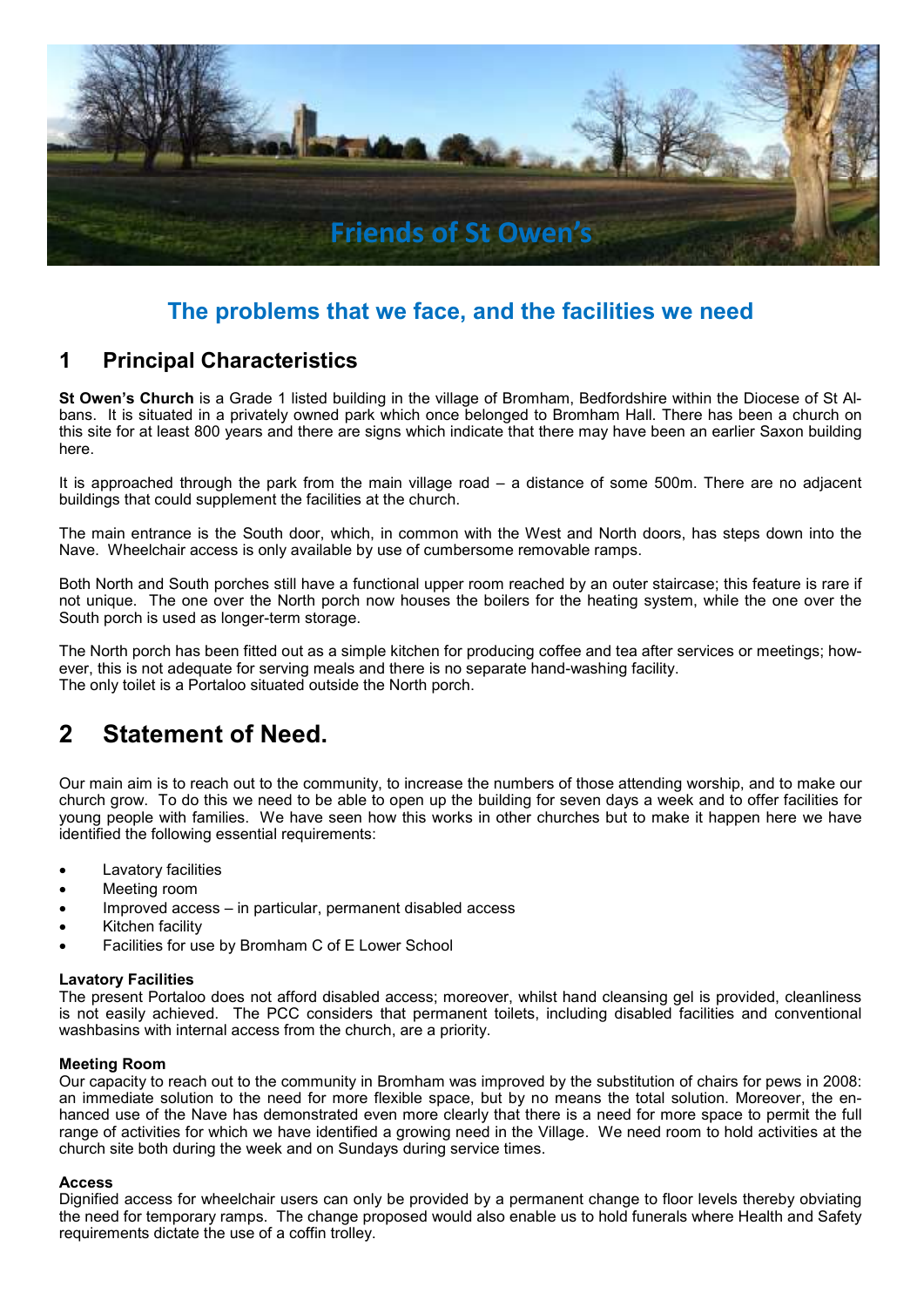Friends of St Owen's

# The problems that we face, and the facilities we need

## 1 Principal Characteristics

**St Owen's Church** is a Grade 1 listed building in the village of Bromham, Bedfordshire within the Diocese of St Albans. It is situated in a privately owned park which once belonged to Bromham Hall. There has been a church on this site for at least 800 years and there are signs which indicate that there may have been an earlier Saxon building here.

It is approached through the park from the main village road – a distance of some 500m. There are no adjacent buildings that could supplement the facilities at the church.

The main entrance is the South door, which, in common with the West and North doors, has steps down into the Nave. Wheelchair access is only available by use of cumbersome removable ramps.

Both North and South porches still have a functional upper room reached by an outer staircase; this feature is rare if not unique. The one over the North porch now houses the boilers for the heating system, while the one over the South porch is used as longer-term storage.

The North porch has been fitted out as a simple kitchen for producing coffee and tea after services or meetings; however, this is not adequate for serving meals and there is no separate hand-washing facility.
The only toilet is a Portaloo situated outside the North porch.

## 2 Statement of Need.

Our main aim is to reach out to the community, to increase the numbers of those attending worship, and to make our church grow. To do this we need to be able to open up the building for seven days a week and to offer facilities for young people with families. We have seen how this works in other churches but to make it happen here we have identified the following essential requirements:

- Lavatory facilities
- Meeting room
- Improved access – in particular, permanent disabled access
- Kitchen facility
- Facilities for use by Bromham C of E Lower School

**Lavatory Facilities**
The present Portaloo does not afford disabled access; moreover, whilst hand cleansing gel is provided, cleanliness is not easily achieved. The PCC considers that permanent toilets, including disabled facilities and conventional washbasins with internal access from the church, are a priority.

**Meeting Room**
Our capacity to reach out to the community in Bromham was improved by the substitution of chairs for pews in 2008: an immediate solution to the need for more flexible space, but by no means the total solution. Moreover, the enhanced use of the Nave has demonstrated even more clearly that there is a need for more space to permit the full range of activities for which we have identified a growing need in the Village. We need room to hold activities at the church site both during the week and on Sundays during service times.

**Access**
Dignified access for wheelchair users can only be provided by a permanent change to floor levels thereby obviating the need for temporary ramps. The change proposed would also enable us to hold funerals where Health and Safety requirements dictate the use of a coffin trolley.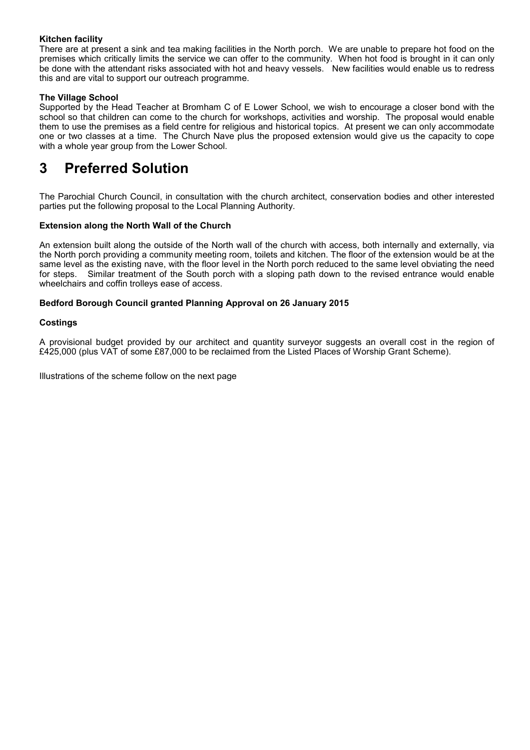**Kitchen facility**

There are at present a sink and tea making facilities in the North porch. We are unable to prepare hot food on the premises which critically limits the service we can offer to the community. When hot food is brought in it can only be done with the attendant risks associated with hot and heavy vessels. New facilities would enable us to redress this and are vital to support our outreach programme.

**The Village School**

Supported by the Head Teacher at Bromham C of E Lower School, we wish to encourage a closer bond with the school so that children can come to the church for workshops, activities and worship. The proposal would enable them to use the premises as a field centre for religious and historical topics. At present we can only accommodate one or two classes at a time. The Church Nave plus the proposed extension would give us the capacity to cope with a whole year group from the Lower School.

# 3 Preferred Solution

The Parochial Church Council, in consultation with the church architect, conservation bodies and other interested parties put the following proposal to the Local Planning Authority.

**Extension along the North Wall of the Church**

An extension built along the outside of the North wall of the church with access, both internally and externally, via the North porch providing a community meeting room, toilets and kitchen. The floor of the extension would be at the same level as the existing nave, with the floor level in the North porch reduced to the same level obviating the need for steps. Similar treatment of the South porch with a sloping path down to the revised entrance would enable wheelchairs and coffin trolleys ease of access.

**Bedford Borough Council granted Planning Approval on 26 January 2015**

**Costings**

A provisional budget provided by our architect and quantity surveyor suggests an overall cost in the region of £425,000 (plus VAT of some £87,000 to be reclaimed from the Listed Places of Worship Grant Scheme).

Illustrations of the scheme follow on the next page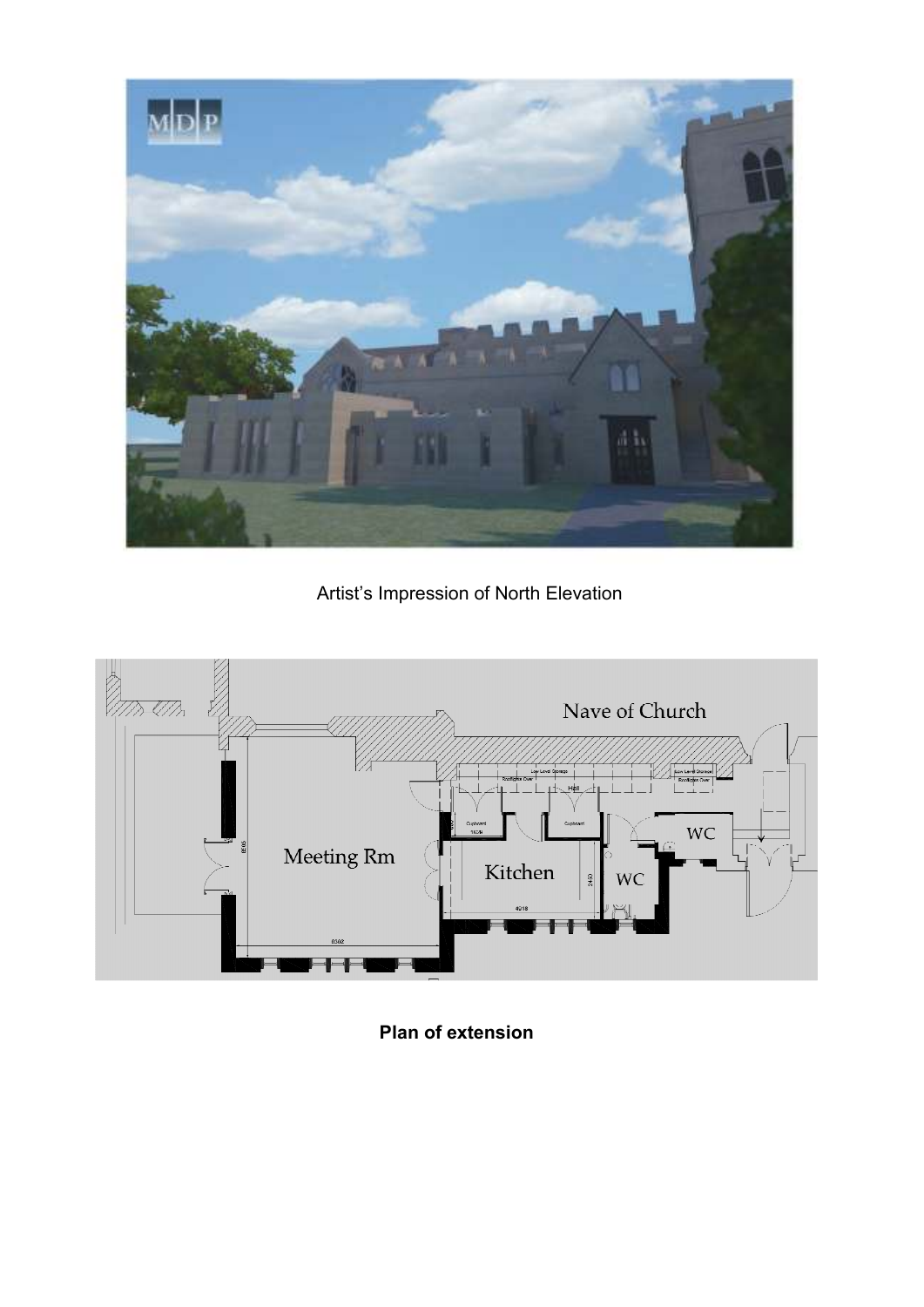Artist's Impression of North Elevation

Nave of Church

Meeting Rm

Kitchen

WC

WC

**Plan of extension**